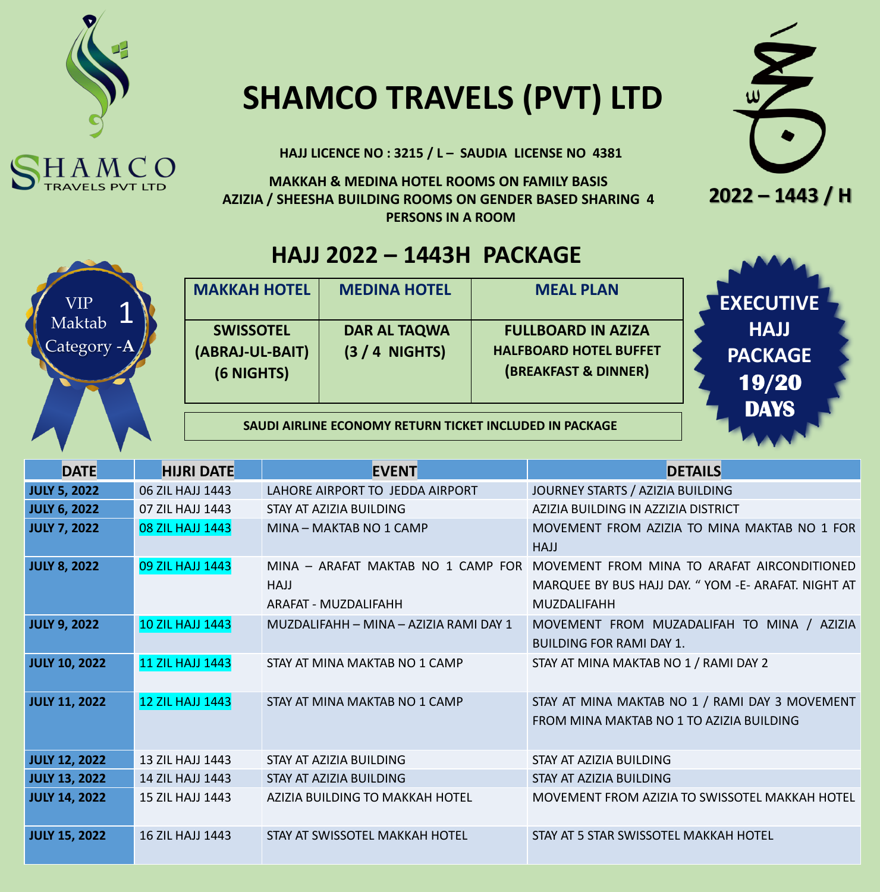SHAMCO TRAVELS PVT LTD

# SHAMCO TRAVELS (PVT) LTD

**HAJJ LICENCE NO : 3215 / L – SAUDIA LICENSE NO 4381**

**MAKKAH & MEDINA HOTEL ROOMS ON FAMILY BASIS**
**AZIZIA / SHEESHA BUILDING ROOMS ON GENDER BASED SHARING 4 PERSONS IN A ROOM**

حج

**2022 – 1443 / H**

## HAJJ 2022 – 1443H PACKAGE

VIP Maktab 1 Category -A

**EXECUTIVE HAJJ PACKAGE 19/20 DAYS**

| MAKKAH HOTEL | MEDINA HOTEL | MEAL PLAN |
|---|---|---|
| SWISSOTEL (ABRAJ-UL-BAIT) (6 NIGHTS) | DAR AL TAQWA (3 / 4 NIGHTS) | FULLBOARD IN AZIZA<br>HALFBOARD HOTEL BUFFET (BREAKFAST & DINNER) |

**SAUDI AIRLINE ECONOMY RETURN TICKET INCLUDED IN PACKAGE**

| DATE | HIJRI DATE | EVENT | DETAILS |
|---|---|---|---|
| **JULY 5, 2022** | 06 ZIL HAJJ 1443 | LAHORE AIRPORT TO JEDDA AIRPORT | JOURNEY STARTS / AZIZIA BUILDING |
| **JULY 6, 2022** | 07 ZIL HAJJ 1443 | STAY AT AZIZIA BUILDING | AZIZIA BUILDING IN AZZIZIA DISTRICT |
| **JULY 7, 2022** | 08 ZIL HAJJ 1443 | MINA – MAKTAB NO 1 CAMP | MOVEMENT FROM AZIZIA TO MINA MAKTAB NO 1 FOR HAJJ |
| **JULY 8, 2022** | 09 ZIL HAJJ 1443 | MINA – ARAFAT MAKTAB NO 1 CAMP FOR HAJJ<br>ARAFAT - MUZDALIFAHH | MOVEMENT FROM MINA TO ARAFAT AIRCONDITIONED MARQUEE BY BUS HAJJ DAY. " YOM -E- ARAFAT. NIGHT AT MUZDALIFAHH |
| **JULY 9, 2022** | 10 ZIL HAJJ 1443 | MUZDALIFAHH – MINA – AZIZIA RAMI DAY 1 | MOVEMENT FROM MUZADALIFAH TO MINA / AZIZIA BUILDING FOR RAMI DAY 1. |
| **JULY 10, 2022** | 11 ZIL HAJJ 1443 | STAY AT MINA MAKTAB NO 1 CAMP | STAY AT MINA MAKTAB NO 1 / RAMI DAY 2 |
| **JULY 11, 2022** | 12 ZIL HAJJ 1443 | STAY AT MINA MAKTAB NO 1 CAMP | STAY AT MINA MAKTAB NO 1 / RAMI DAY 3 MOVEMENT FROM MINA MAKTAB NO 1 TO AZIZIA BUILDING |
| **JULY 12, 2022** | 13 ZIL HAJJ 1443 | STAY AT AZIZIA BUILDING | STAY AT AZIZIA BUILDING |
| **JULY 13, 2022** | 14 ZIL HAJJ 1443 | STAY AT AZIZIA BUILDING | STAY AT AZIZIA BUILDING |
| **JULY 14, 2022** | 15 ZIL HAJJ 1443 | AZIZIA BUILDING TO MAKKAH HOTEL | MOVEMENT FROM AZIZIA TO SWISSOTEL MAKKAH HOTEL |
| **JULY 15, 2022** | 16 ZIL HAJJ 1443 | STAY AT SWISSOTEL MAKKAH HOTEL | STAY AT 5 STAR SWISSOTEL MAKKAH HOTEL |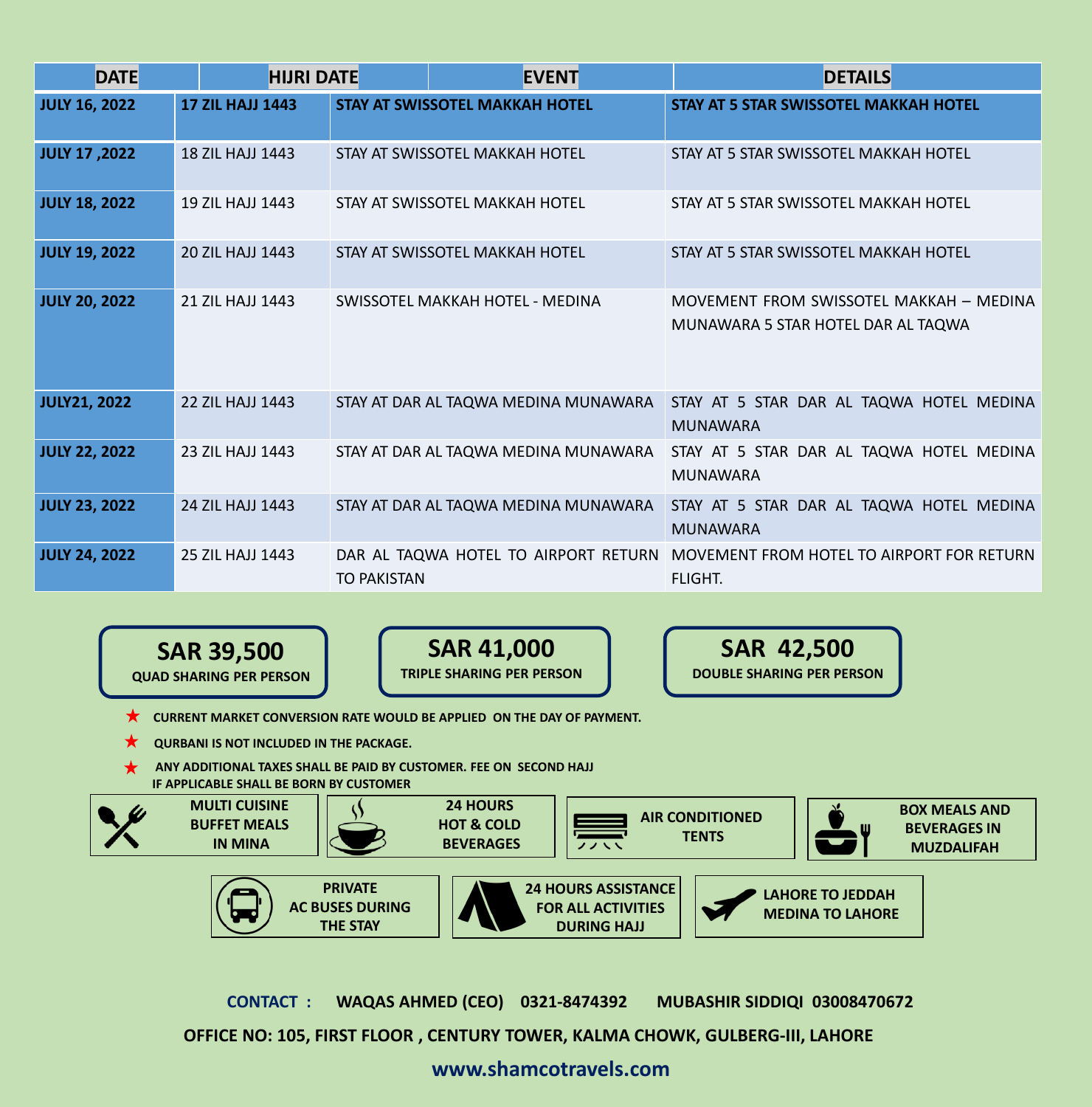| DATE | HIJRI DATE | EVENT | DETAILS |
|---|---|---|---|
| **JULY 16, 2022** | **17 ZIL HAJJ 1443** | **STAY AT SWISSOTEL MAKKAH HOTEL** | **STAY AT 5 STAR SWISSOTEL MAKKAH HOTEL** |
| **JULY 17 ,2022** | 18 ZIL HAJJ 1443 | STAY AT SWISSOTEL MAKKAH HOTEL | STAY AT 5 STAR SWISSOTEL MAKKAH HOTEL |
| **JULY 18, 2022** | 19 ZIL HAJJ 1443 | STAY AT SWISSOTEL MAKKAH HOTEL | STAY AT 5 STAR SWISSOTEL MAKKAH HOTEL |
| **JULY 19, 2022** | 20 ZIL HAJJ 1443 | STAY AT SWISSOTEL MAKKAH HOTEL | STAY AT 5 STAR SWISSOTEL MAKKAH HOTEL |
| **JULY 20, 2022** | 21 ZIL HAJJ 1443 | SWISSOTEL MAKKAH HOTEL - MEDINA | MOVEMENT FROM SWISSOTEL MAKKAH – MEDINA MUNAWARA 5 STAR HOTEL DAR AL TAQWA |
| **JULY21, 2022** | 22 ZIL HAJJ 1443 | STAY AT DAR AL TAQWA MEDINA MUNAWARA | STAY AT 5 STAR DAR AL TAQWA HOTEL MEDINA MUNAWARA |
| **JULY 22, 2022** | 23 ZIL HAJJ 1443 | STAY AT DAR AL TAQWA MEDINA MUNAWARA | STAY AT 5 STAR DAR AL TAQWA HOTEL MEDINA MUNAWARA |
| **JULY 23, 2022** | 24 ZIL HAJJ 1443 | STAY AT DAR AL TAQWA MEDINA MUNAWARA | STAY AT 5 STAR DAR AL TAQWA HOTEL MEDINA MUNAWARA |
| **JULY 24, 2022** | 25 ZIL HAJJ 1443 | DAR AL TAQWA HOTEL TO AIRPORT RETURN TO PAKISTAN | MOVEMENT FROM HOTEL TO AIRPORT FOR RETURN FLIGHT. |

**SAR 39,500**
**QUAD SHARING PER PERSON**

**SAR 41,000**
**TRIPLE SHARING PER PERSON**

**SAR 42,500**
**DOUBLE SHARING PER PERSON**

- ★ **CURRENT MARKET CONVERSION RATE WOULD BE APPLIED ON THE DAY OF PAYMENT.**
- ★ **QURBANI IS NOT INCLUDED IN THE PACKAGE.**
- ★ **ANY ADDITIONAL TAXES SHALL BE PAID BY CUSTOMER. FEE ON SECOND HAJJ IF APPLICABLE SHALL BE BORN BY CUSTOMER**

**MULTI CUISINE BUFFET MEALS IN MINA**

**24 HOURS HOT & COLD BEVERAGES**

**AIR CONDITIONED TENTS**

**BOX MEALS AND BEVERAGES IN MUZDALIFAH**

**PRIVATE AC BUSES DURING THE STAY**

**24 HOURS ASSISTANCE FOR ALL ACTIVITIES DURING HAJJ**

**LAHORE TO JEDDAH MEDINA TO LAHORE**

**CONTACT : WAQAS AHMED (CEO) 0321-8474392 MUBASHIR SIDDIQI 03008470672**

**OFFICE NO: 105, FIRST FLOOR , CENTURY TOWER, KALMA CHOWK, GULBERG-III, LAHORE**

**www.shamcotravels.com**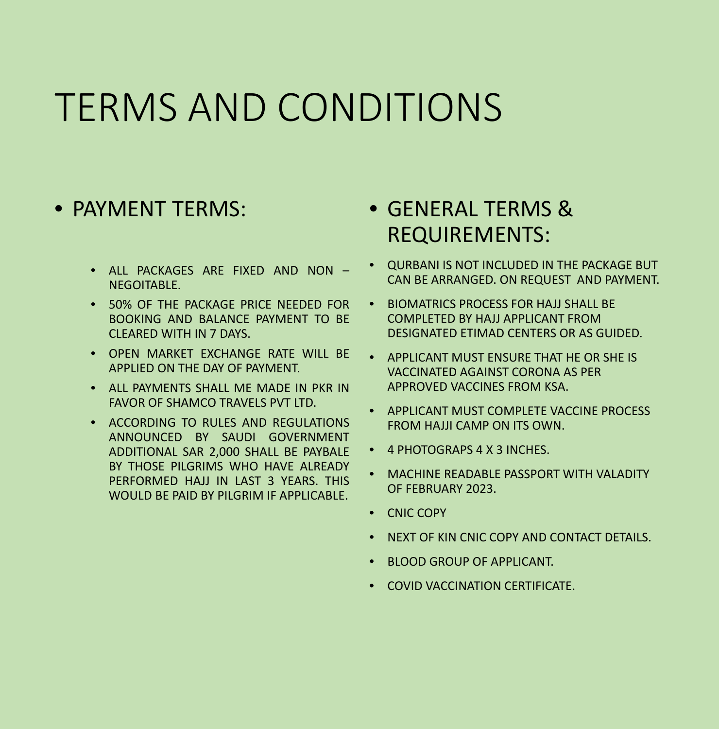# TERMS AND CONDITIONS

## PAYMENT TERMS:

- ALL PACKAGES ARE FIXED AND NON – NEGOITABLE.
- 50% OF THE PACKAGE PRICE NEEDED FOR BOOKING AND BALANCE PAYMENT TO BE CLEARED WITH IN 7 DAYS.
- OPEN MARKET EXCHANGE RATE WILL BE APPLIED ON THE DAY OF PAYMENT.
- ALL PAYMENTS SHALL ME MADE IN PKR IN FAVOR OF SHAMCO TRAVELS PVT LTD.
- ACCORDING TO RULES AND REGULATIONS ANNOUNCED BY SAUDI GOVERNMENT ADDITIONAL SAR 2,000 SHALL BE PAYBALE BY THOSE PILGRIMS WHO HAVE ALREADY PERFORMED HAJJ IN LAST 3 YEARS. THIS WOULD BE PAID BY PILGRIM IF APPLICABLE.

## GENERAL TERMS & REQUIREMENTS:

- QURBANI IS NOT INCLUDED IN THE PACKAGE BUT CAN BE ARRANGED. ON REQUEST AND PAYMENT.
- BIOMATRICS PROCESS FOR HAJJ SHALL BE COMPLETED BY HAJJ APPLICANT FROM DESIGNATED ETIMAD CENTERS OR AS GUIDED.
- APPLICANT MUST ENSURE THAT HE OR SHE IS VACCINATED AGAINST CORONA AS PER APPROVED VACCINES FROM KSA.
- APPLICANT MUST COMPLETE VACCINE PROCESS FROM HAJJI CAMP ON ITS OWN.
- 4 PHOTOGRAPS 4 X 3 INCHES.
- MACHINE READABLE PASSPORT WITH VALADITY OF FEBRUARY 2023.
- CNIC COPY
- NEXT OF KIN CNIC COPY AND CONTACT DETAILS.
- BLOOD GROUP OF APPLICANT.
- COVID VACCINATION CERTIFICATE.